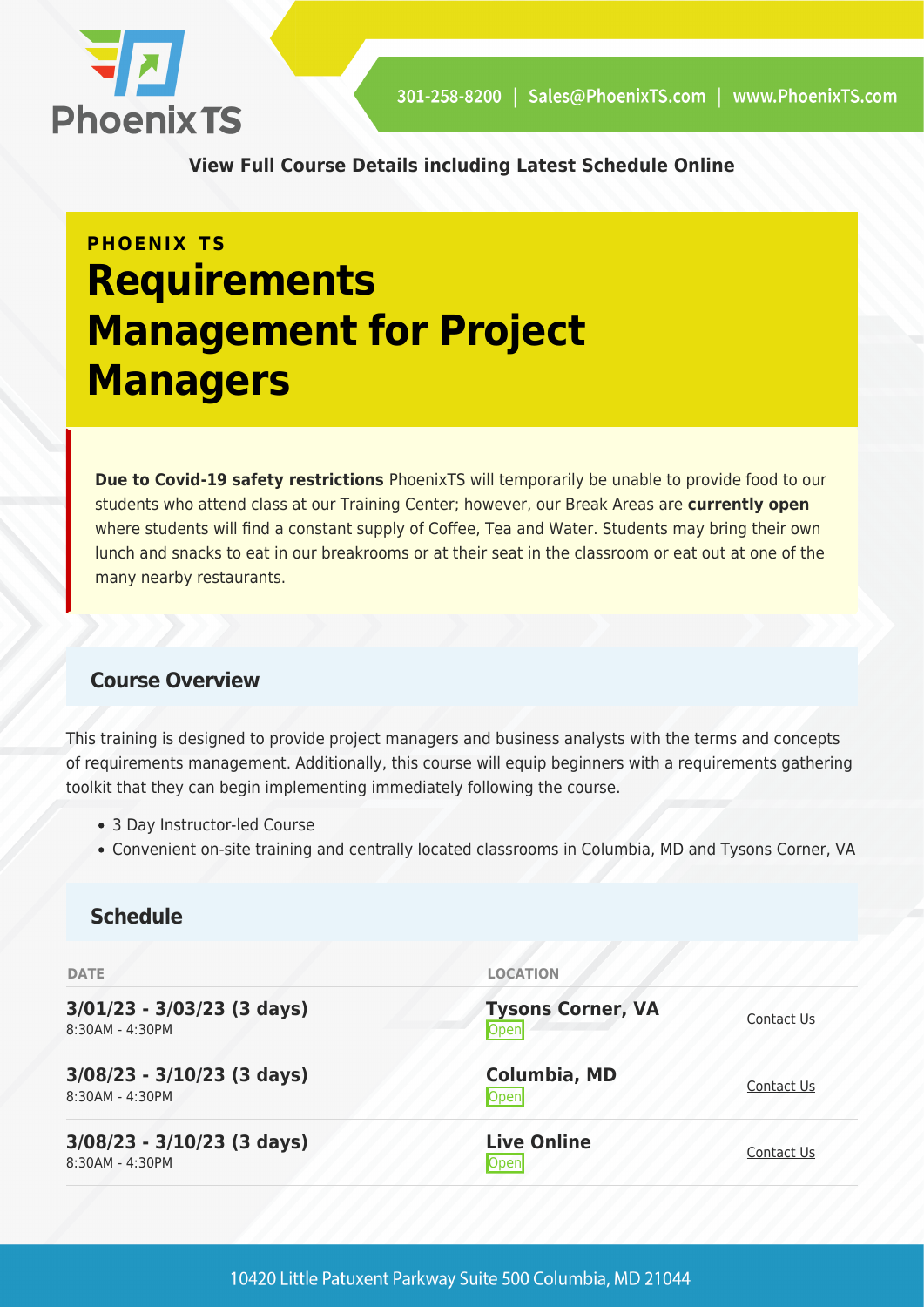301-258-8200 | Sales@PhoenixTS.com | www.PhoenixTS.com

**View Full Course Details including Latest Schedule Online**

**PHOENIX TS**

# Requirements Management for Project Managers

**Due to Covid-19 safety restrictions** PhoenixTS will temporarily be unable to provide food to our students who attend class at our Training Center; however, our Break Areas are **currently open** where students will find a constant supply of Coffee, Tea and Water. Students may bring their own lunch and snacks to eat in our breakrooms or at their seat in the classroom or eat out at one of the many nearby restaurants.

## Course Overview

This training is designed to provide project managers and business analysts with the terms and concepts of requirements management. Additionally, this course will equip beginners with a requirements gathering toolkit that they can begin implementing immediately following the course.

- 3 Day Instructor-led Course
- Convenient on-site training and centrally located classrooms in Columbia, MD and Tysons Corner, VA

## Schedule

| DATE | LOCATION | |
|---|---|---|
| **3/01/23 - 3/03/23 (3 days)** 8:30AM - 4:30PM | **Tysons Corner, VA** Open | Contact Us |
| **3/08/23 - 3/10/23 (3 days)** 8:30AM - 4:30PM | **Columbia, MD** Open | Contact Us |
| **3/08/23 - 3/10/23 (3 days)** 8:30AM - 4:30PM | **Live Online** Open | Contact Us |

10420 Little Patuxent Parkway Suite 500 Columbia, MD 21044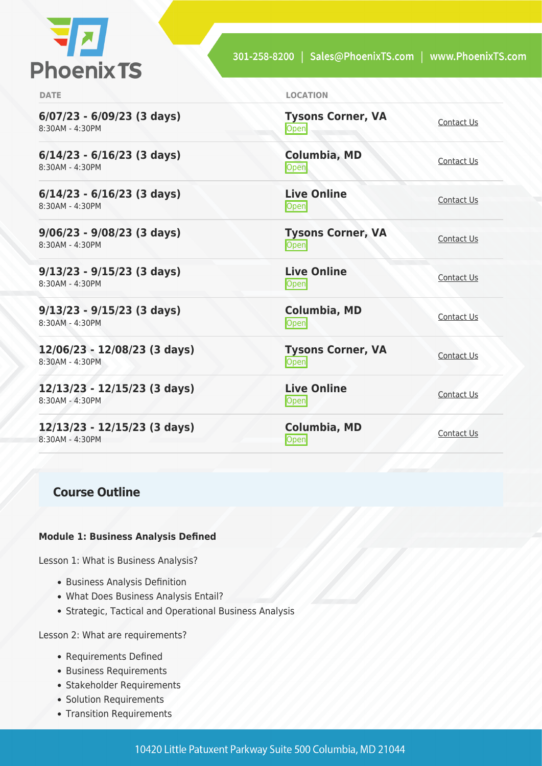| DATE | LOCATION | |
|---|---|---|
| **6/07/23 - 6/09/23 (3 days)**<br>8:30AM - 4:30PM | **Tysons Corner, VA**<br>Open | Contact Us |
| **6/14/23 - 6/16/23 (3 days)**<br>8:30AM - 4:30PM | **Columbia, MD**<br>Open | Contact Us |
| **6/14/23 - 6/16/23 (3 days)**<br>8:30AM - 4:30PM | **Live Online**<br>Open | Contact Us |
| **9/06/23 - 9/08/23 (3 days)**<br>8:30AM - 4:30PM | **Tysons Corner, VA**<br>Open | Contact Us |
| **9/13/23 - 9/15/23 (3 days)**<br>8:30AM - 4:30PM | **Live Online**<br>Open | Contact Us |
| **9/13/23 - 9/15/23 (3 days)**<br>8:30AM - 4:30PM | **Columbia, MD**<br>Open | Contact Us |
| **12/06/23 - 12/08/23 (3 days)**<br>8:30AM - 4:30PM | **Tysons Corner, VA**<br>Open | Contact Us |
| **12/13/23 - 12/15/23 (3 days)**<br>8:30AM - 4:30PM | **Live Online**<br>Open | Contact Us |
| **12/13/23 - 12/15/23 (3 days)**<br>8:30AM - 4:30PM | **Columbia, MD**<br>Open | Contact Us |

## Course Outline

**Module 1: Business Analysis Defined**

Lesson 1: What is Business Analysis?

- Business Analysis Definition
- What Does Business Analysis Entail?
- Strategic, Tactical and Operational Business Analysis

Lesson 2: What are requirements?

- Requirements Defined
- Business Requirements
- Stakeholder Requirements
- Solution Requirements
- Transition Requirements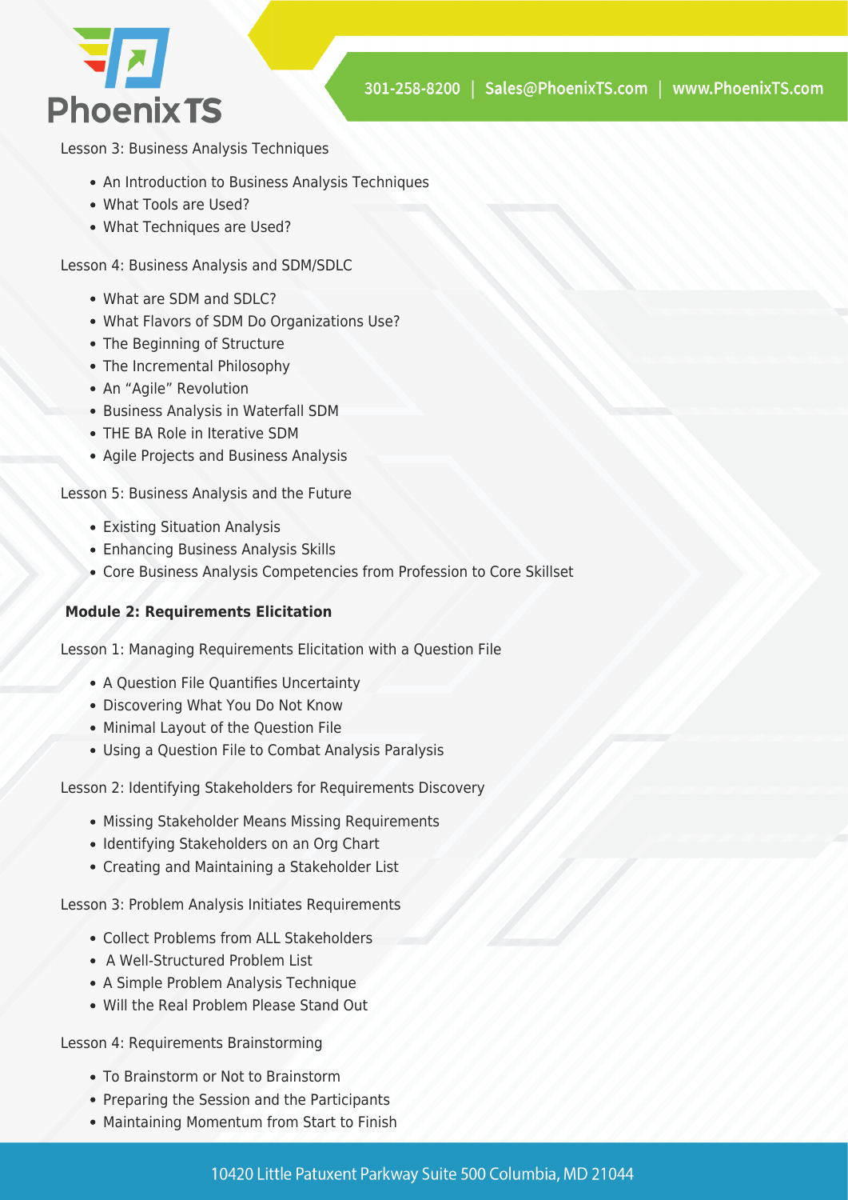Lesson 3: Business Analysis Techniques

- An Introduction to Business Analysis Techniques
- What Tools are Used?
- What Techniques are Used?

Lesson 4: Business Analysis and SDM/SDLC

- What are SDM and SDLC?
- What Flavors of SDM Do Organizations Use?
- The Beginning of Structure
- The Incremental Philosophy
- An “Agile” Revolution
- Business Analysis in Waterfall SDM
- THE BA Role in Iterative SDM
- Agile Projects and Business Analysis

Lesson 5: Business Analysis and the Future

- Existing Situation Analysis
- Enhancing Business Analysis Skills
- Core Business Analysis Competencies from Profession to Core Skillset

**Module 2: Requirements Elicitation**

Lesson 1: Managing Requirements Elicitation with a Question File

- A Question File Quantifies Uncertainty
- Discovering What You Do Not Know
- Minimal Layout of the Question File
- Using a Question File to Combat Analysis Paralysis

Lesson 2: Identifying Stakeholders for Requirements Discovery

- Missing Stakeholder Means Missing Requirements
- Identifying Stakeholders on an Org Chart
- Creating and Maintaining a Stakeholder List

Lesson 3: Problem Analysis Initiates Requirements

- Collect Problems from ALL Stakeholders
- A Well-Structured Problem List
- A Simple Problem Analysis Technique
- Will the Real Problem Please Stand Out

Lesson 4: Requirements Brainstorming

- To Brainstorm or Not to Brainstorm
- Preparing the Session and the Participants
- Maintaining Momentum from Start to Finish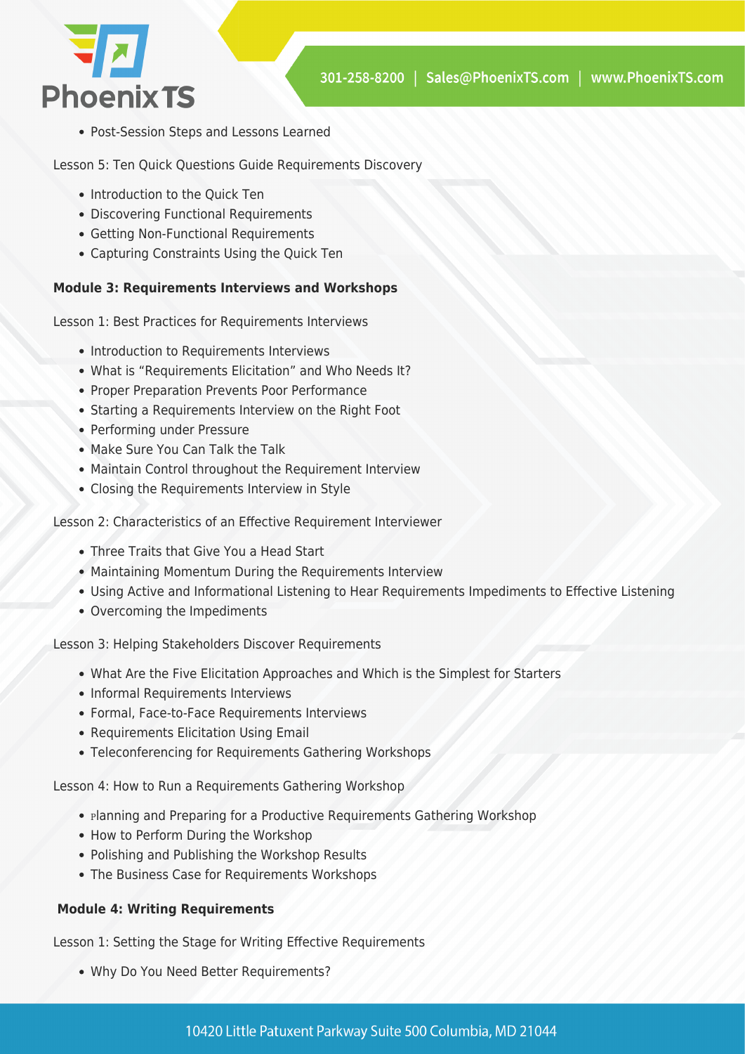- Post-Session Steps and Lessons Learned

Lesson 5: Ten Quick Questions Guide Requirements Discovery

- Introduction to the Quick Ten
- Discovering Functional Requirements
- Getting Non-Functional Requirements
- Capturing Constraints Using the Quick Ten

**Module 3: Requirements Interviews and Workshops**

Lesson 1: Best Practices for Requirements Interviews

- Introduction to Requirements Interviews
- What is "Requirements Elicitation" and Who Needs It?
- Proper Preparation Prevents Poor Performance
- Starting a Requirements Interview on the Right Foot
- Performing under Pressure
- Make Sure You Can Talk the Talk
- Maintain Control throughout the Requirement Interview
- Closing the Requirements Interview in Style

Lesson 2: Characteristics of an Effective Requirement Interviewer

- Three Traits that Give You a Head Start
- Maintaining Momentum During the Requirements Interview
- Using Active and Informational Listening to Hear Requirements Impediments to Effective Listening
- Overcoming the Impediments

Lesson 3: Helping Stakeholders Discover Requirements

- What Are the Five Elicitation Approaches and Which is the Simplest for Starters
- Informal Requirements Interviews
- Formal, Face-to-Face Requirements Interviews
- Requirements Elicitation Using Email
- Teleconferencing for Requirements Gathering Workshops

Lesson 4: How to Run a Requirements Gathering Workshop

- Planning and Preparing for a Productive Requirements Gathering Workshop
- How to Perform During the Workshop
- Polishing and Publishing the Workshop Results
- The Business Case for Requirements Workshops

**Module 4: Writing Requirements**

Lesson 1: Setting the Stage for Writing Effective Requirements

- Why Do You Need Better Requirements?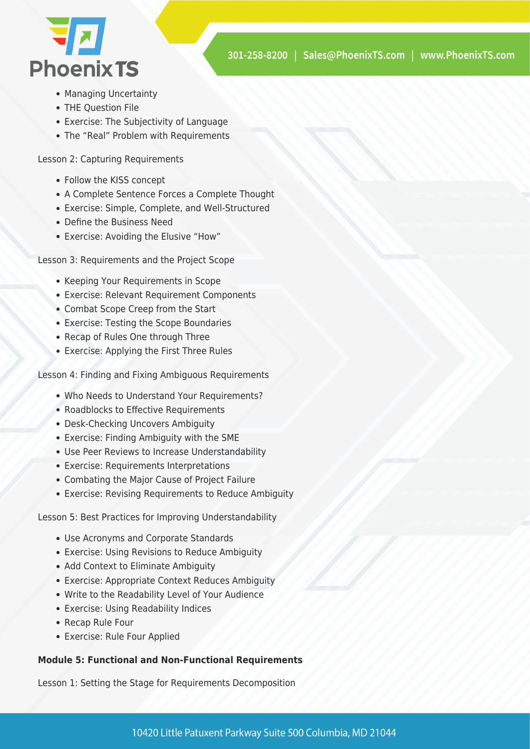- Managing Uncertainty
- THE Question File
- Exercise: The Subjectivity of Language
- The “Real” Problem with Requirements

Lesson 2: Capturing Requirements

- Follow the KISS concept
- A Complete Sentence Forces a Complete Thought
- Exercise: Simple, Complete, and Well-Structured
- Define the Business Need
- Exercise: Avoiding the Elusive “How”

Lesson 3: Requirements and the Project Scope

- Keeping Your Requirements in Scope
- Exercise: Relevant Requirement Components
- Combat Scope Creep from the Start
- Exercise: Testing the Scope Boundaries
- Recap of Rules One through Three
- Exercise: Applying the First Three Rules

Lesson 4: Finding and Fixing Ambiguous Requirements

- Who Needs to Understand Your Requirements?
- Roadblocks to Effective Requirements
- Desk-Checking Uncovers Ambiguity
- Exercise: Finding Ambiguity with the SME
- Use Peer Reviews to Increase Understandability
- Exercise: Requirements Interpretations
- Combating the Major Cause of Project Failure
- Exercise: Revising Requirements to Reduce Ambiguity

Lesson 5: Best Practices for Improving Understandability

- Use Acronyms and Corporate Standards
- Exercise: Using Revisions to Reduce Ambiguity
- Add Context to Eliminate Ambiguity
- Exercise: Appropriate Context Reduces Ambiguity
- Write to the Readability Level of Your Audience
- Exercise: Using Readability Indices
- Recap Rule Four
- Exercise: Rule Four Applied

**Module 5: Functional and Non-Functional Requirements**

Lesson 1: Setting the Stage for Requirements Decomposition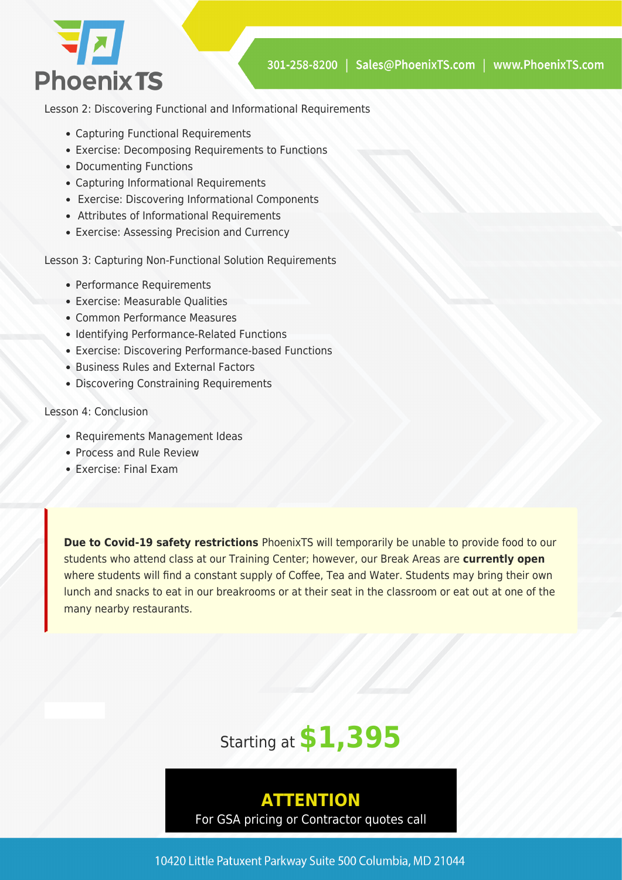Lesson 2: Discovering Functional and Informational Requirements

- Capturing Functional Requirements
- Exercise: Decomposing Requirements to Functions
- Documenting Functions
- Capturing Informational Requirements
- Exercise: Discovering Informational Components
- Attributes of Informational Requirements
- Exercise: Assessing Precision and Currency

Lesson 3: Capturing Non-Functional Solution Requirements

- Performance Requirements
- Exercise: Measurable Qualities
- Common Performance Measures
- Identifying Performance-Related Functions
- Exercise: Discovering Performance-based Functions
- Business Rules and External Factors
- Discovering Constraining Requirements

Lesson 4: Conclusion

- Requirements Management Ideas
- Process and Rule Review
- Exercise: Final Exam

**Due to Covid-19 safety restrictions** PhoenixTS will temporarily be unable to provide food to our students who attend class at our Training Center; however, our Break Areas are **currently open** where students will find a constant supply of Coffee, Tea and Water. Students may bring their own lunch and snacks to eat in our breakrooms or at their seat in the classroom or eat out at one of the many nearby restaurants.

Starting at **$1,395**

**ATTENTION**

For GSA pricing or Contractor quotes call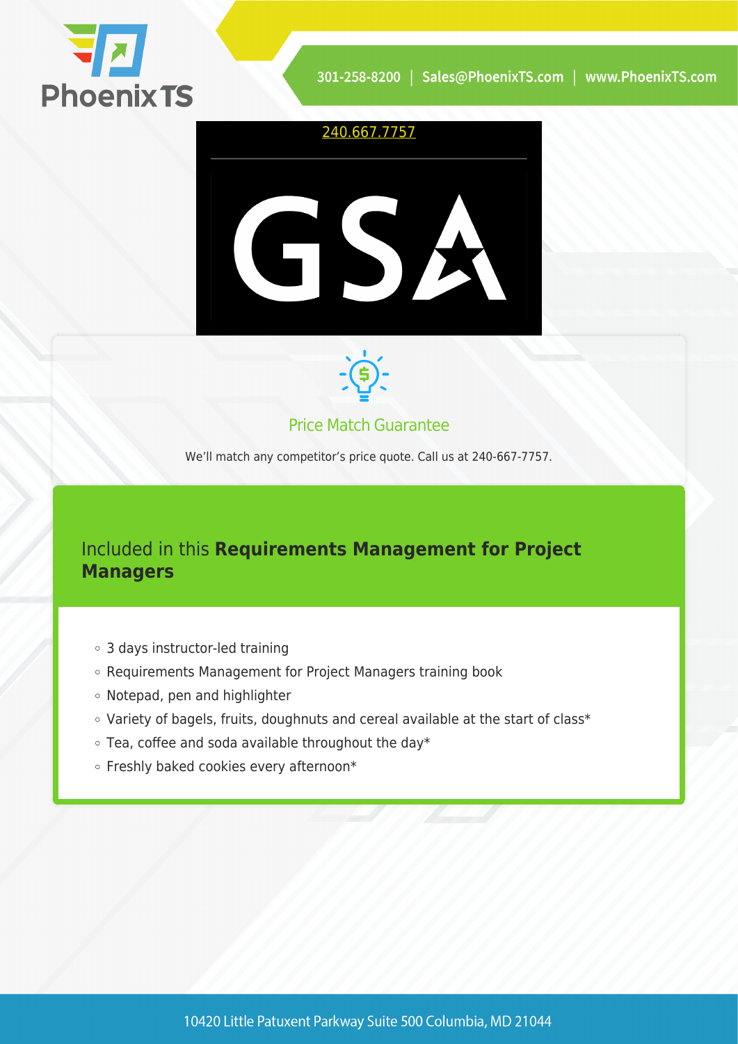240.667.7757

GSA

Price Match Guarantee

We'll match any competitor's price quote. Call us at 240-667-7757.

## Included in this **Requirements Management for Project Managers**

- 3 days instructor-led training
- Requirements Management for Project Managers training book
- Notepad, pen and highlighter
- Variety of bagels, fruits, doughnuts and cereal available at the start of class*
- Tea, coffee and soda available throughout the day*
- Freshly baked cookies every afternoon*